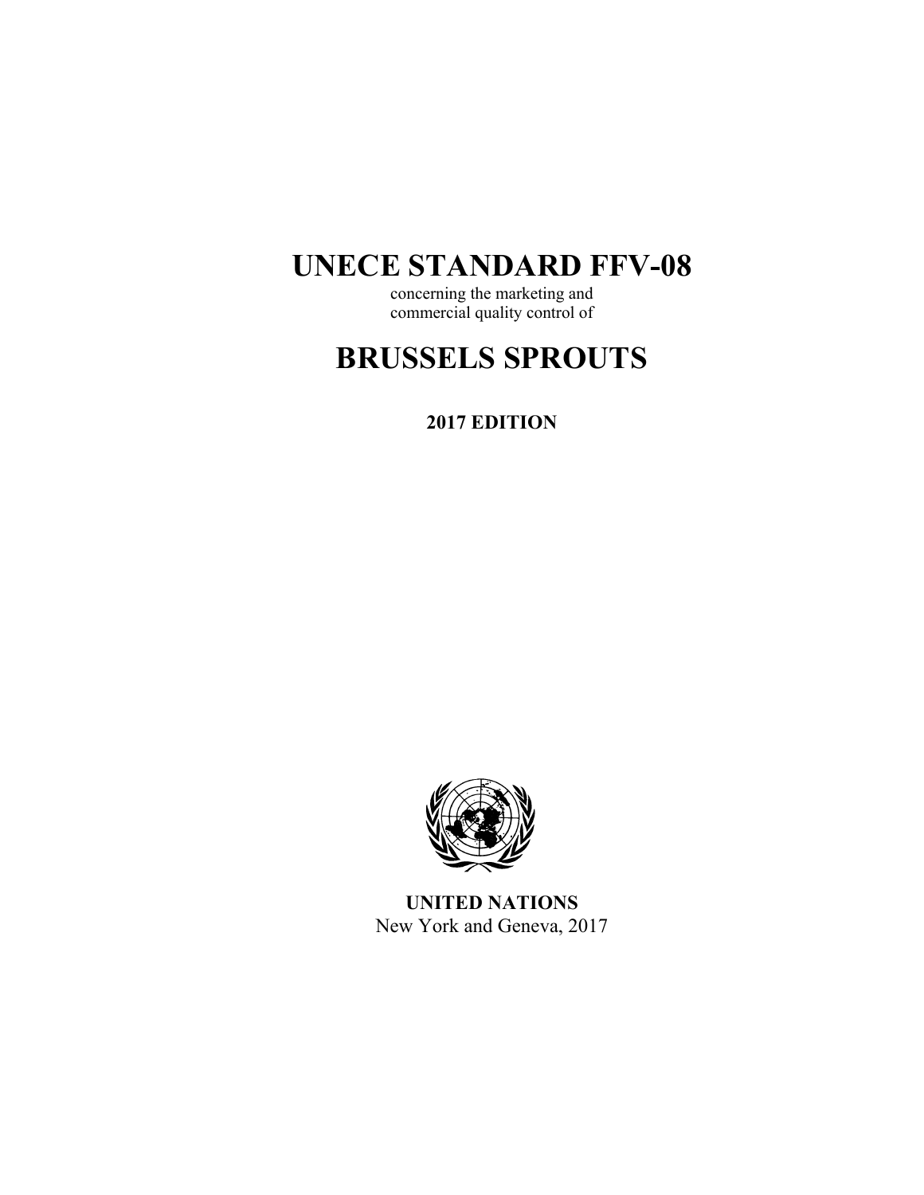# UNECE STANDARD FFV-08

concerning the marketing and
commercial quality control of

# BRUSSELS SPROUTS

**2017 EDITION**

**UNITED NATIONS**
New York and Geneva, 2017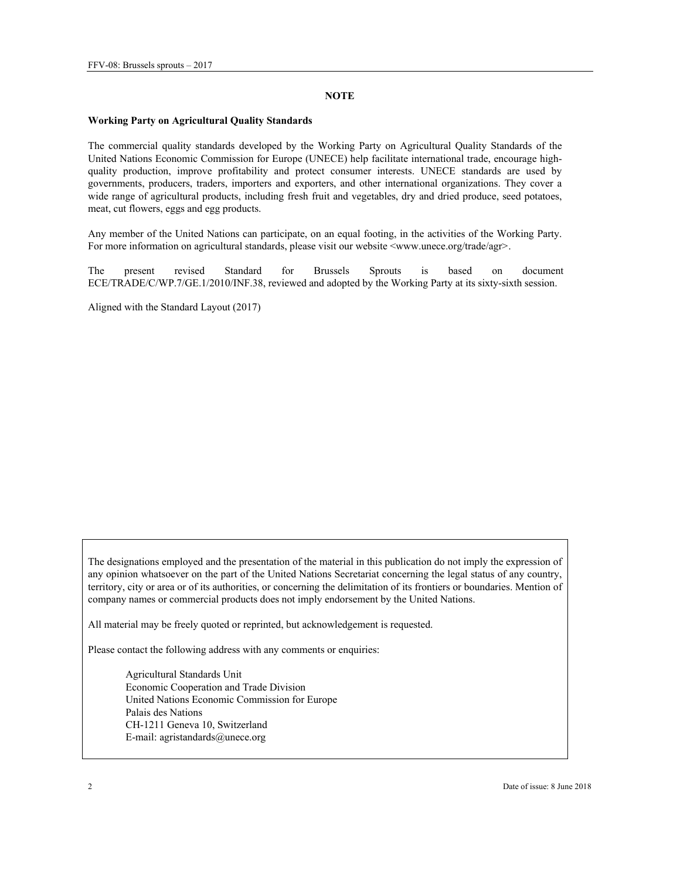## NOTE

**Working Party on Agricultural Quality Standards**

The commercial quality standards developed by the Working Party on Agricultural Quality Standards of the United Nations Economic Commission for Europe (UNECE) help facilitate international trade, encourage high-quality production, improve profitability and protect consumer interests. UNECE standards are used by governments, producers, traders, importers and exporters, and other international organizations. They cover a wide range of agricultural products, including fresh fruit and vegetables, dry and dried produce, seed potatoes, meat, cut flowers, eggs and egg products.

Any member of the United Nations can participate, on an equal footing, in the activities of the Working Party. For more information on agricultural standards, please visit our website <www.unece.org/trade/agr>.

The present revised Standard for Brussels Sprouts is based on document ECE/TRADE/C/WP.7/GE.1/2010/INF.38, reviewed and adopted by the Working Party at its sixty-sixth session.

Aligned with the Standard Layout (2017)

The designations employed and the presentation of the material in this publication do not imply the expression of any opinion whatsoever on the part of the United Nations Secretariat concerning the legal status of any country, territory, city or area or of its authorities, or concerning the delimitation of its frontiers or boundaries. Mention of company names or commercial products does not imply endorsement by the United Nations.

All material may be freely quoted or reprinted, but acknowledgement is requested.

Please contact the following address with any comments or enquiries:

Agricultural Standards Unit
Economic Cooperation and Trade Division
United Nations Economic Commission for Europe
Palais des Nations
CH-1211 Geneva 10, Switzerland
E-mail: agristandards@unece.org

Date of issue: 8 June 2018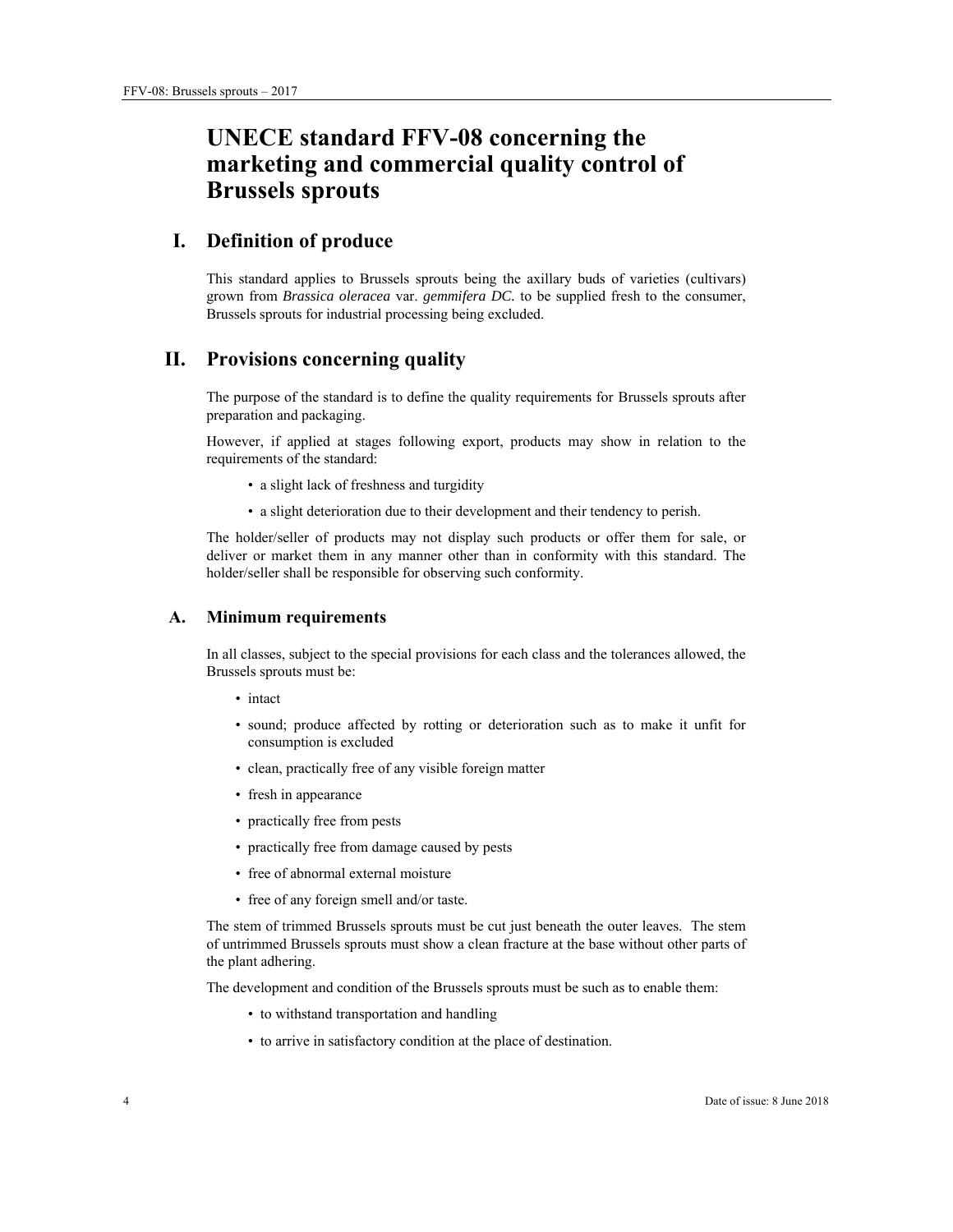# UNECE standard FFV-08 concerning the marketing and commercial quality control of Brussels sprouts

## I. Definition of produce

This standard applies to Brussels sprouts being the axillary buds of varieties (cultivars) grown from *Brassica oleracea* var. *gemmifera DC.* to be supplied fresh to the consumer, Brussels sprouts for industrial processing being excluded.

## II. Provisions concerning quality

The purpose of the standard is to define the quality requirements for Brussels sprouts after preparation and packaging.

However, if applied at stages following export, products may show in relation to the requirements of the standard:

- a slight lack of freshness and turgidity
- a slight deterioration due to their development and their tendency to perish.

The holder/seller of products may not display such products or offer them for sale, or deliver or market them in any manner other than in conformity with this standard. The holder/seller shall be responsible for observing such conformity.

### A. Minimum requirements

In all classes, subject to the special provisions for each class and the tolerances allowed, the Brussels sprouts must be:

- intact
- sound; produce affected by rotting or deterioration such as to make it unfit for consumption is excluded
- clean, practically free of any visible foreign matter
- fresh in appearance
- practically free from pests
- practically free from damage caused by pests
- free of abnormal external moisture
- free of any foreign smell and/or taste.

The stem of trimmed Brussels sprouts must be cut just beneath the outer leaves. The stem of untrimmed Brussels sprouts must show a clean fracture at the base without other parts of the plant adhering.

The development and condition of the Brussels sprouts must be such as to enable them:

- to withstand transportation and handling
- to arrive in satisfactory condition at the place of destination.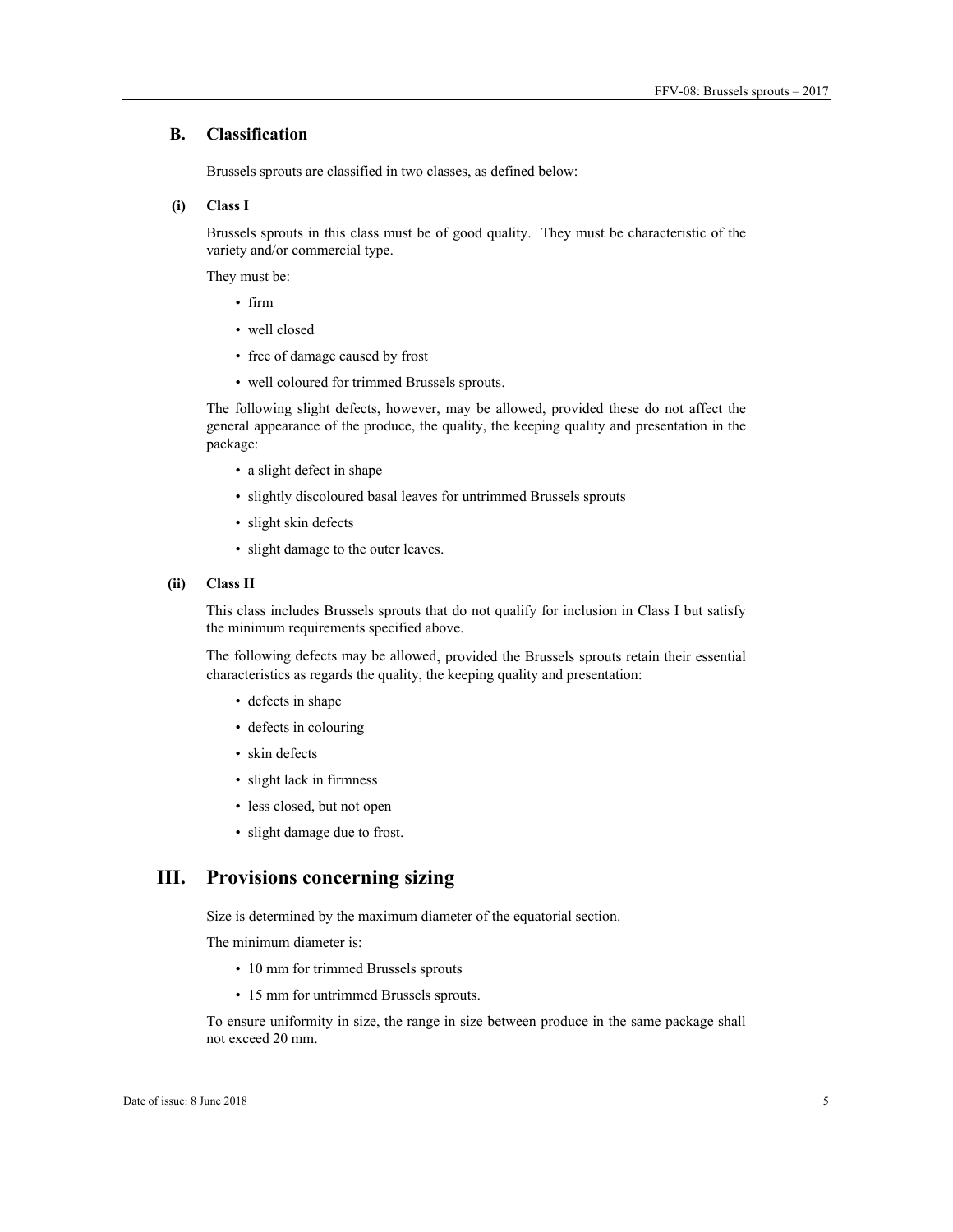## B. Classification

Brussels sprouts are classified in two classes, as defined below:

### (i) Class I

Brussels sprouts in this class must be of good quality. They must be characteristic of the variety and/or commercial type.

They must be:

- firm
- well closed
- free of damage caused by frost
- well coloured for trimmed Brussels sprouts.

The following slight defects, however, may be allowed, provided these do not affect the general appearance of the produce, the quality, the keeping quality and presentation in the package:

- a slight defect in shape
- slightly discoloured basal leaves for untrimmed Brussels sprouts
- slight skin defects
- slight damage to the outer leaves.

### (ii) Class II

This class includes Brussels sprouts that do not qualify for inclusion in Class I but satisfy the minimum requirements specified above.

The following defects may be allowed, provided the Brussels sprouts retain their essential characteristics as regards the quality, the keeping quality and presentation:

- defects in shape
- defects in colouring
- skin defects
- slight lack in firmness
- less closed, but not open
- slight damage due to frost.

# III. Provisions concerning sizing

Size is determined by the maximum diameter of the equatorial section.

The minimum diameter is:

- 10 mm for trimmed Brussels sprouts
- 15 mm for untrimmed Brussels sprouts.

To ensure uniformity in size, the range in size between produce in the same package shall not exceed 20 mm.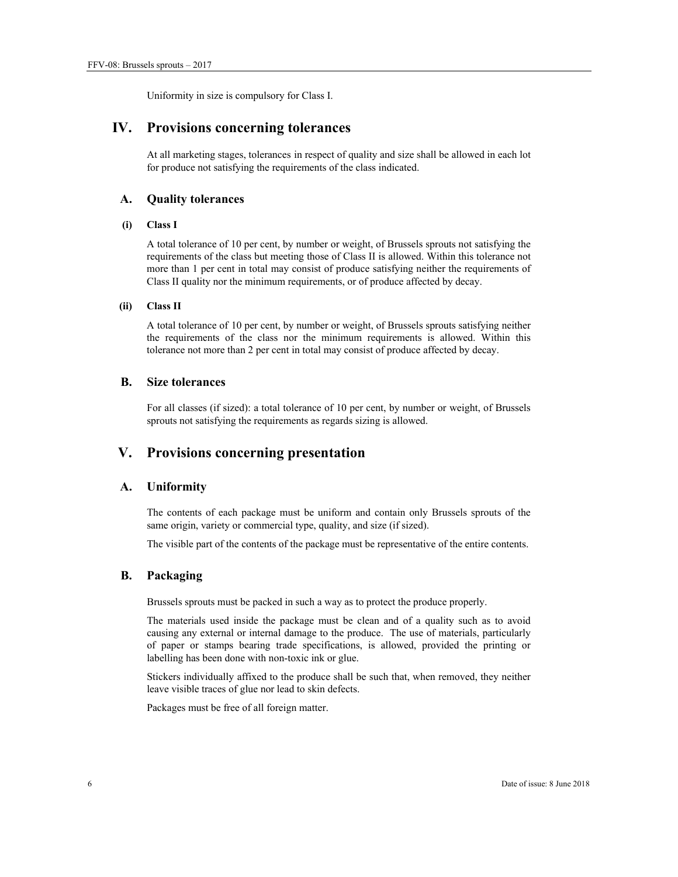Uniformity in size is compulsory for Class I.

# IV. Provisions concerning tolerances

At all marketing stages, tolerances in respect of quality and size shall be allowed in each lot for produce not satisfying the requirements of the class indicated.

## A. Quality tolerances

### (i) Class I

A total tolerance of 10 per cent, by number or weight, of Brussels sprouts not satisfying the requirements of the class but meeting those of Class II is allowed. Within this tolerance not more than 1 per cent in total may consist of produce satisfying neither the requirements of Class II quality nor the minimum requirements, or of produce affected by decay.

### (ii) Class II

A total tolerance of 10 per cent, by number or weight, of Brussels sprouts satisfying neither the requirements of the class nor the minimum requirements is allowed. Within this tolerance not more than 2 per cent in total may consist of produce affected by decay.

## B. Size tolerances

For all classes (if sized): a total tolerance of 10 per cent, by number or weight, of Brussels sprouts not satisfying the requirements as regards sizing is allowed.

# V. Provisions concerning presentation

## A. Uniformity

The contents of each package must be uniform and contain only Brussels sprouts of the same origin, variety or commercial type, quality, and size (if sized).

The visible part of the contents of the package must be representative of the entire contents.

## B. Packaging

Brussels sprouts must be packed in such a way as to protect the produce properly.

The materials used inside the package must be clean and of a quality such as to avoid causing any external or internal damage to the produce. The use of materials, particularly of paper or stamps bearing trade specifications, is allowed, provided the printing or labelling has been done with non-toxic ink or glue.

Stickers individually affixed to the produce shall be such that, when removed, they neither leave visible traces of glue nor lead to skin defects.

Packages must be free of all foreign matter.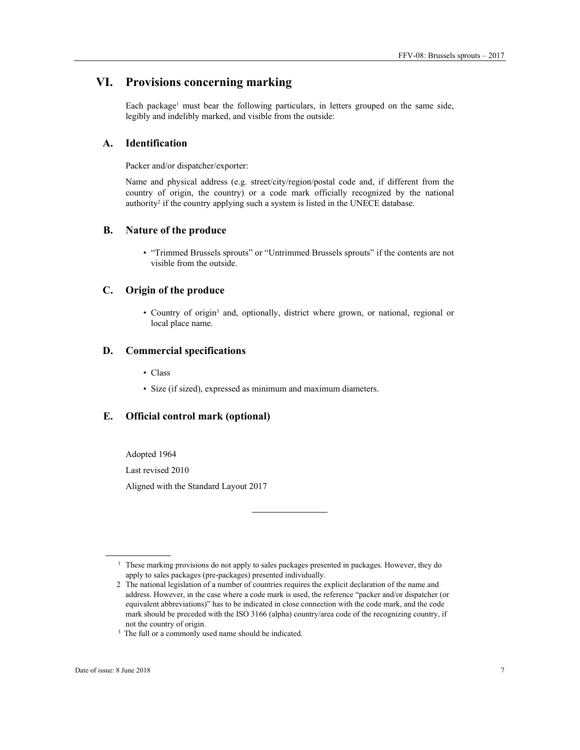# VI. Provisions concerning marking

Each package[1] must bear the following particulars, in letters grouped on the same side, legibly and indelibly marked, and visible from the outside:

## A. Identification

Packer and/or dispatcher/exporter:

Name and physical address (e.g. street/city/region/postal code and, if different from the country of origin, the country) or a code mark officially recognized by the national authority[2] if the country applying such a system is listed in the UNECE database.

## B. Nature of the produce

- "Trimmed Brussels sprouts" or "Untrimmed Brussels sprouts" if the contents are not visible from the outside.

## C. Origin of the produce

- Country of origin[3] and, optionally, district where grown, or national, regional or local place name.

## D. Commercial specifications

- Class
- Size (if sized), expressed as minimum and maximum diameters.

## E. Official control mark (optional)

Adopted 1964

Last revised 2010

Aligned with the Standard Layout 2017

---

[1] These marking provisions do not apply to sales packages presented in packages. However, they do apply to sales packages (pre-packages) presented individually.

[2] The national legislation of a number of countries requires the explicit declaration of the name and address. However, in the case where a code mark is used, the reference "packer and/or dispatcher (or equivalent abbreviations)" has to be indicated in close connection with the code mark, and the code mark should be preceded with the ISO 3166 (alpha) country/area code of the recognizing country, if not the country of origin.

[3] The full or a commonly used name should be indicated.